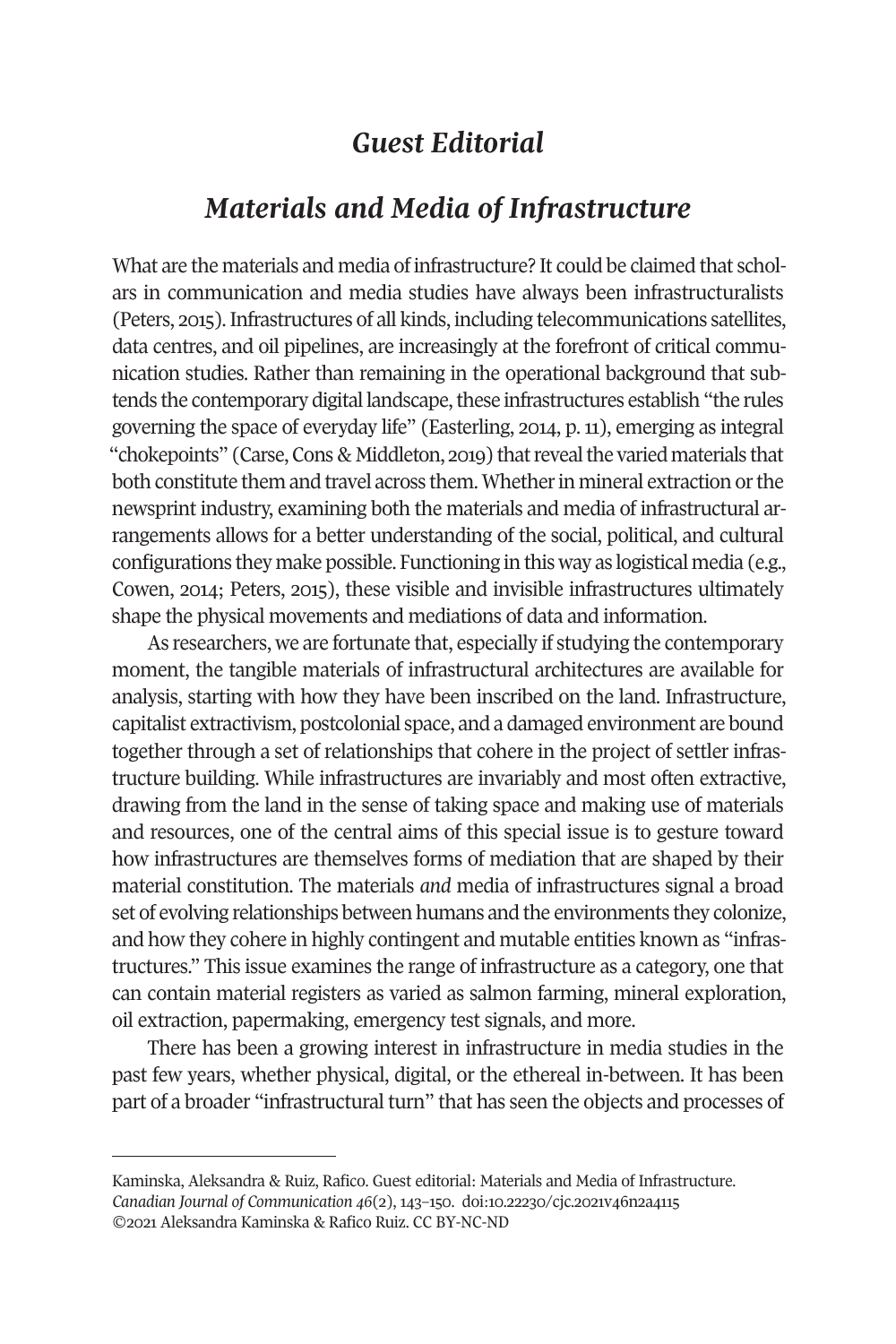# *Guest Editorial*

## *Materials and Media of Infrastructure*

What are the materials and media of infrastructure? It could be claimed that scholars in communication and media studies have always been infrastructuralists (Peters, 2015). Infrastructures of all kinds, including telecommunications satellites, data centres, and oil pipelines, are increasingly at the forefront of critical communication studies. Rather than remaining in the operational background that subtends the contemporary digital landscape, these infrastructures establish "the rules governing the space of everyday life" (Easterling, 2014, p. 11), emerging as integral "chokepoints" (Carse, Cons & Middleton, 2019) that reveal the varied materials that both constitute them and travel across them. Whether in mineral extraction or the newsprint industry, examining both the materials and media of infrastructural arrangements allows for a better understanding of the social, political, and cultural configurations they make possible. Functioning in this way as logistical media (e.g., Cowen, 2014; Peters, 2015), these visible and invisible infrastructures ultimately shape the physical movements and mediations of data and information.

As researchers, we are fortunate that, especially if studying the contemporary moment, the tangible materials of infrastructural architectures are available for analysis, starting with how they have been inscribed on the land. Infrastructure, capitalist extractivism, postcolonial space, and a damaged environment are bound together through a set of relationships that cohere in the project of settler infrastructure building. While infrastructures are invariably and most often extractive, drawing from the land in the sense of taking space and making use of materials and resources, one of the central aims of this special issue is to gesture toward how infrastructures are themselves forms of mediation that are shaped by their material constitution. The materials *and* media of infrastructures signal a broad set of evolving relationships between humans and the environments they colonize, and how they cohere in highly contingent and mutable entities known as "infrastructures." This issue examines the range of infrastructure as a category, one that can contain material registers as varied as salmon farming, mineral exploration, oil extraction, papermaking, emergency test signals, and more.

There has been a growing interest in infrastructure in media studies in the past few years, whether physical, digital, or the ethereal in-between. It has been part of a broader "infrastructural turn" that has seen the objects and processes of

---

Kaminska, Aleksandra & Ruiz, Rafico. Guest editorial: Materials and Media of Infrastructure. *Canadian Journal of Communication 46*(2), 143–150. doi:10.22230/cjc.2021v46n2a4115
©2021 Aleksandra Kaminska & Rafico Ruiz. CC BY-NC-ND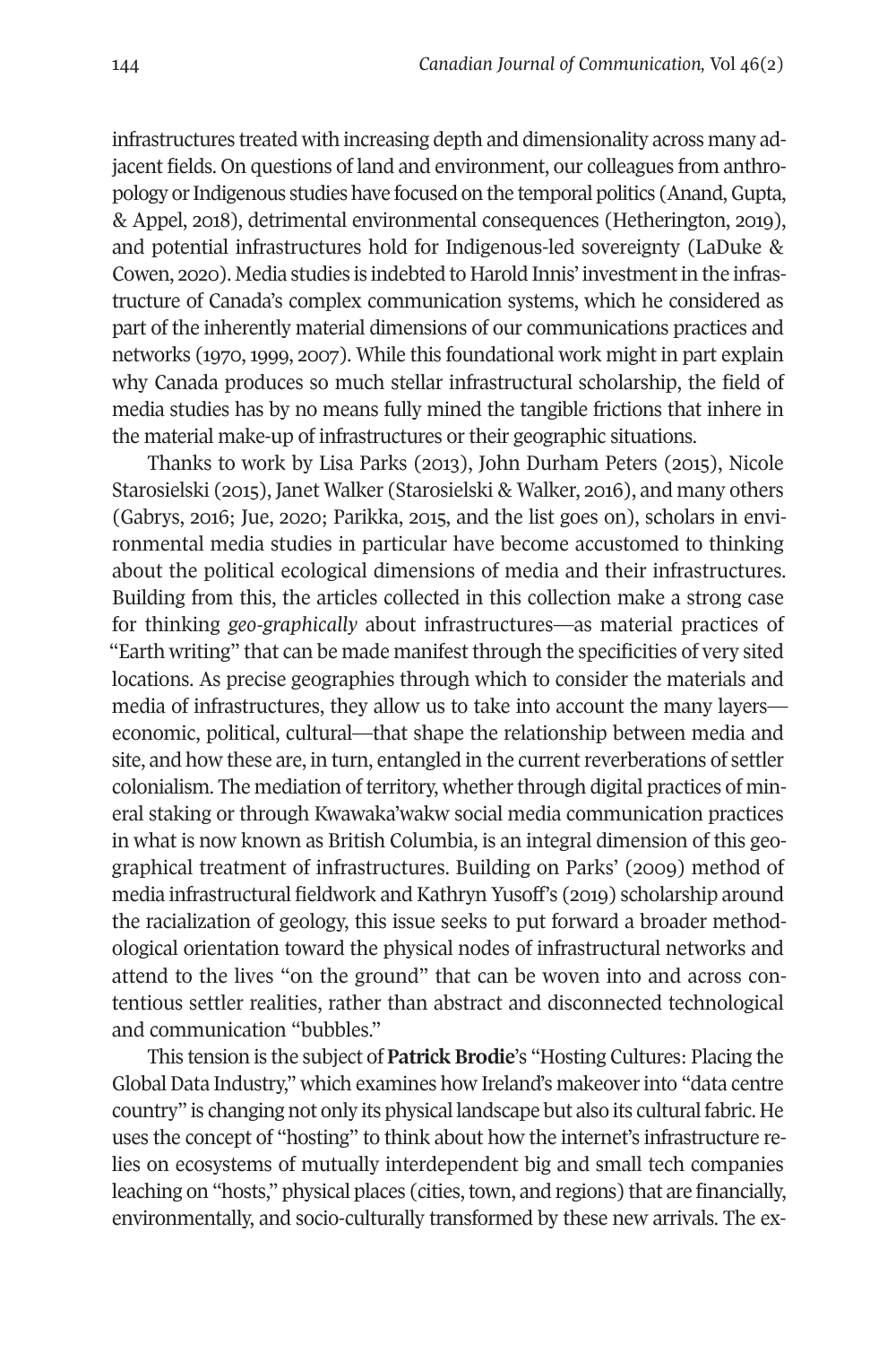infrastructures treated with increasing depth and dimensionality across many adjacent fields. On questions of land and environment, our colleagues from anthropology or Indigenous studies have focused on the temporal politics (Anand, Gupta, & Appel, 2018), detrimental environmental consequences (Hetherington, 2019), and potential infrastructures hold for Indigenous-led sovereignty (LaDuke & Cowen, 2020). Media studies is indebted to Harold Innis' investment in the infrastructure of Canada's complex communication systems, which he considered as part of the inherently material dimensions of our communications practices and networks (1970, 1999, 2007). While this foundational work might in part explain why Canada produces so much stellar infrastructural scholarship, the field of media studies has by no means fully mined the tangible frictions that inhere in the material make-up of infrastructures or their geographic situations.

Thanks to work by Lisa Parks (2013), John Durham Peters (2015), Nicole Starosielski (2015), Janet Walker (Starosielski & Walker, 2016), and many others (Gabrys, 2016; Jue, 2020; Parikka, 2015, and the list goes on), scholars in environmental media studies in particular have become accustomed to thinking about the political ecological dimensions of media and their infrastructures. Building from this, the articles collected in this collection make a strong case for thinking *geo-graphically* about infrastructures—as material practices of "Earth writing" that can be made manifest through the specificities of very sited locations. As precise geographies through which to consider the materials and media of infrastructures, they allow us to take into account the many layers—economic, political, cultural—that shape the relationship between media and site, and how these are, in turn, entangled in the current reverberations of settler colonialism. The mediation of territory, whether through digital practices of mineral staking or through Kwawaka'wakw social media communication practices in what is now known as British Columbia, is an integral dimension of this geographical treatment of infrastructures. Building on Parks' (2009) method of media infrastructural fieldwork and Kathryn Yusoff's (2019) scholarship around the racialization of geology, this issue seeks to put forward a broader methodological orientation toward the physical nodes of infrastructural networks and attend to the lives "on the ground" that can be woven into and across contentious settler realities, rather than abstract and disconnected technological and communication "bubbles."

This tension is the subject of **Patrick Brodie**'s "Hosting Cultures: Placing the Global Data Industry," which examines how Ireland's makeover into "data centre country" is changing not only its physical landscape but also its cultural fabric. He uses the concept of "hosting" to think about how the internet's infrastructure relies on ecosystems of mutually interdependent big and small tech companies leaching on "hosts," physical places (cities, town, and regions) that are financially, environmentally, and socio-culturally transformed by these new arrivals. The ex-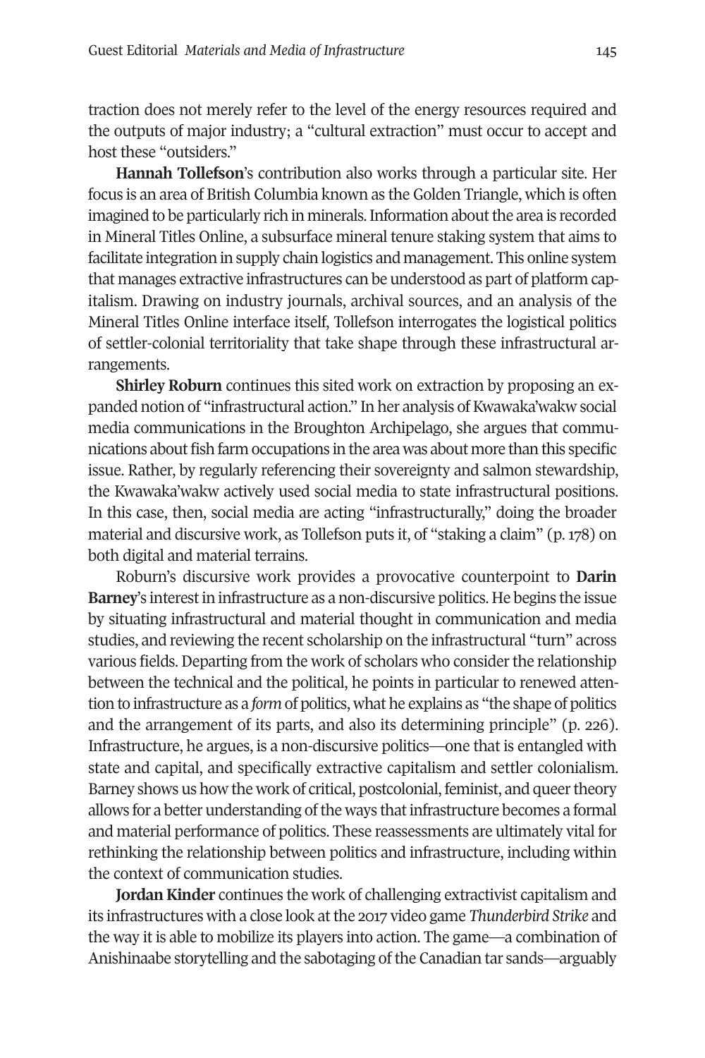traction does not merely refer to the level of the energy resources required and the outputs of major industry; a "cultural extraction" must occur to accept and host these "outsiders."

**Hannah Tollefson**'s contribution also works through a particular site. Her focus is an area of British Columbia known as the Golden Triangle, which is often imagined to be particularly rich in minerals. Information about the area is recorded in Mineral Titles Online, a subsurface mineral tenure staking system that aims to facilitate integration in supply chain logistics and management. This online system that manages extractive infrastructures can be understood as part of platform capitalism. Drawing on industry journals, archival sources, and an analysis of the Mineral Titles Online interface itself, Tollefson interrogates the logistical politics of settler-colonial territoriality that take shape through these infrastructural arrangements.

**Shirley Roburn** continues this sited work on extraction by proposing an expanded notion of "infrastructural action." In her analysis of Kwawaka'wakw social media communications in the Broughton Archipelago, she argues that communications about fish farm occupations in the area was about more than this specific issue. Rather, by regularly referencing their sovereignty and salmon stewardship, the Kwawaka'wakw actively used social media to state infrastructural positions. In this case, then, social media are acting "infrastructurally," doing the broader material and discursive work, as Tollefson puts it, of "staking a claim" (p. 178) on both digital and material terrains.

Roburn's discursive work provides a provocative counterpoint to **Darin Barney**'s interest in infrastructure as a non-discursive politics. He begins the issue by situating infrastructural and material thought in communication and media studies, and reviewing the recent scholarship on the infrastructural "turn" across various fields. Departing from the work of scholars who consider the relationship between the technical and the political, he points in particular to renewed attention to infrastructure as a *form* of politics, what he explains as "the shape of politics and the arrangement of its parts, and also its determining principle" (p. 226). Infrastructure, he argues, is a non-discursive politics—one that is entangled with state and capital, and specifically extractive capitalism and settler colonialism. Barney shows us how the work of critical, postcolonial, feminist, and queer theory allows for a better understanding of the ways that infrastructure becomes a formal and material performance of politics. These reassessments are ultimately vital for rethinking the relationship between politics and infrastructure, including within the context of communication studies.

**Jordan Kinder** continues the work of challenging extractivist capitalism and its infrastructures with a close look at the 2017 video game *Thunderbird Strike* and the way it is able to mobilize its players into action. The game—a combination of Anishinaabe storytelling and the sabotaging of the Canadian tar sands—arguably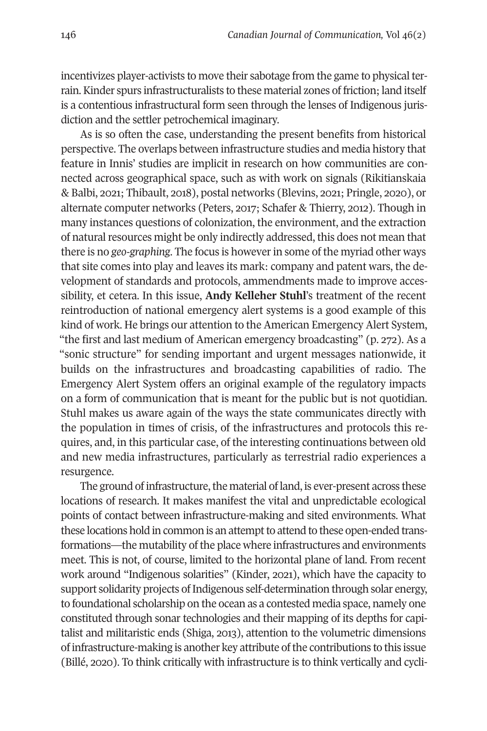incentivizes player-activists to move their sabotage from the game to physical terrain. Kinder spurs infrastructuralists to these material zones of friction; land itself is a contentious infrastructural form seen through the lenses of Indigenous jurisdiction and the settler petrochemical imaginary.

As is so often the case, understanding the present benefits from historical perspective. The overlaps between infrastructure studies and media history that feature in Innis' studies are implicit in research on how communities are connected across geographical space, such as with work on signals (Rikitianskaia & Balbi, 2021; Thibault, 2018), postal networks (Blevins, 2021; Pringle, 2020), or alternate computer networks (Peters, 2017; Schafer & Thierry, 2012). Though in many instances questions of colonization, the environment, and the extraction of natural resources might be only indirectly addressed, this does not mean that there is no *geo-graphing*. The focus is however in some of the myriad other ways that site comes into play and leaves its mark: company and patent wars, the development of standards and protocols, ammendments made to improve accessibility, et cetera. In this issue, **Andy Kelleher Stuhl**'s treatment of the recent reintroduction of national emergency alert systems is a good example of this kind of work. He brings our attention to the American Emergency Alert System, "the first and last medium of American emergency broadcasting" (p. 272). As a "sonic structure" for sending important and urgent messages nationwide, it builds on the infrastructures and broadcasting capabilities of radio. The Emergency Alert System offers an original example of the regulatory impacts on a form of communication that is meant for the public but is not quotidian. Stuhl makes us aware again of the ways the state communicates directly with the population in times of crisis, of the infrastructures and protocols this requires, and, in this particular case, of the interesting continuations between old and new media infrastructures, particularly as terrestrial radio experiences a resurgence.

The ground of infrastructure, the material of land, is ever-present across these locations of research. It makes manifest the vital and unpredictable ecological points of contact between infrastructure-making and sited environments. What these locations hold in common is an attempt to attend to these open-ended transformations—the mutability of the place where infrastructures and environments meet. This is not, of course, limited to the horizontal plane of land. From recent work around "Indigenous solarities" (Kinder, 2021), which have the capacity to support solidarity projects of Indigenous self-determination through solar energy, to foundational scholarship on the ocean as a contested media space, namely one constituted through sonar technologies and their mapping of its depths for capitalist and militaristic ends (Shiga, 2013), attention to the volumetric dimensions of infrastructure-making is another key attribute of the contributions to this issue (Billé, 2020). To think critically with infrastructure is to think vertically and cycli-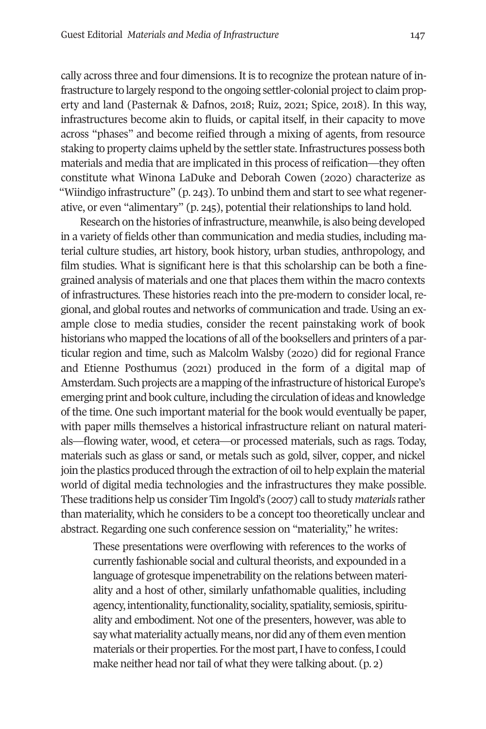cally across three and four dimensions. It is to recognize the protean nature of infrastructure to largely respond to the ongoing settler-colonial project to claim property and land (Pasternak & Dafnos, 2018; Ruiz, 2021; Spice, 2018). In this way, infrastructures become akin to fluids, or capital itself, in their capacity to move across "phases" and become reified through a mixing of agents, from resource staking to property claims upheld by the settler state. Infrastructures possess both materials and media that are implicated in this process of reification—they often constitute what Winona LaDuke and Deborah Cowen (2020) characterize as "Wiindigo infrastructure" (p. 243). To unbind them and start to see what regenerative, or even "alimentary" (p. 245), potential their relationships to land hold.

Research on the histories of infrastructure, meanwhile, is also being developed in a variety of fields other than communication and media studies, including material culture studies, art history, book history, urban studies, anthropology, and film studies. What is significant here is that this scholarship can be both a fine-grained analysis of materials and one that places them within the macro contexts of infrastructures. These histories reach into the pre-modern to consider local, regional, and global routes and networks of communication and trade. Using an example close to media studies, consider the recent painstaking work of book historians who mapped the locations of all of the booksellers and printers of a particular region and time, such as Malcolm Walsby (2020) did for regional France and Etienne Posthumus (2021) produced in the form of a digital map of Amsterdam. Such projects are a mapping of the infrastructure of historical Europe's emerging print and book culture, including the circulation of ideas and knowledge of the time. One such important material for the book would eventually be paper, with paper mills themselves a historical infrastructure reliant on natural materials—flowing water, wood, et cetera—or processed materials, such as rags. Today, materials such as glass or sand, or metals such as gold, silver, copper, and nickel join the plastics produced through the extraction of oil to help explain the material world of digital media technologies and the infrastructures they make possible. These traditions help us consider Tim Ingold's (2007) call to study *materials* rather than materiality, which he considers to be a concept too theoretically unclear and abstract. Regarding one such conference session on "materiality," he writes:

> These presentations were overflowing with references to the works of currently fashionable social and cultural theorists, and expounded in a language of grotesque impenetrability on the relations between materiality and a host of other, similarly unfathomable qualities, including agency, intentionality, functionality, sociality, spatiality, semiosis, spirituality and embodiment. Not one of the presenters, however, was able to say what materiality actually means, nor did any of them even mention materials or their properties. For the most part, I have to confess, I could make neither head nor tail of what they were talking about. (p. 2)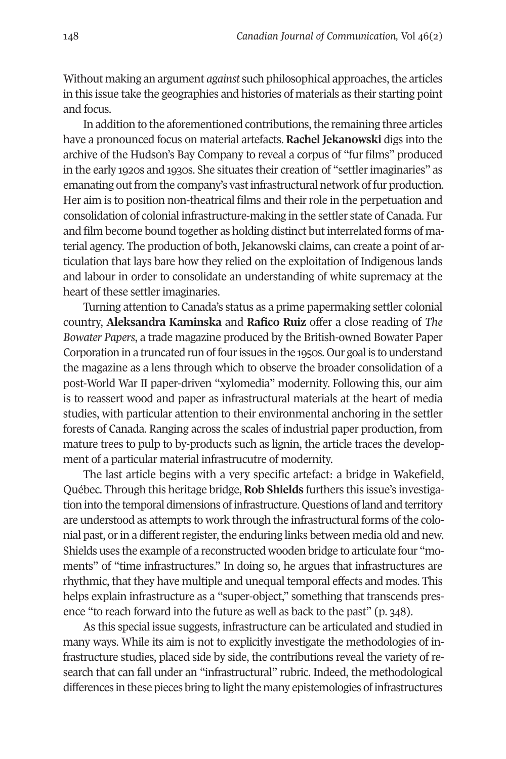Without making an argument *against* such philosophical approaches, the articles in this issue take the geographies and histories of materials as their starting point and focus.

In addition to the aforementioned contributions, the remaining three articles have a pronounced focus on material artefacts. **Rachel Jekanowski** digs into the archive of the Hudson's Bay Company to reveal a corpus of "fur films" produced in the early 1920s and 1930s. She situates their creation of "settler imaginaries" as emanating out from the company's vast infrastructural network of fur production. Her aim is to position non-theatrical films and their role in the perpetuation and consolidation of colonial infrastructure-making in the settler state of Canada. Fur and film become bound together as holding distinct but interrelated forms of material agency. The production of both, Jekanowski claims, can create a point of articulation that lays bare how they relied on the exploitation of Indigenous lands and labour in order to consolidate an understanding of white supremacy at the heart of these settler imaginaries.

Turning attention to Canada's status as a prime papermaking settler colonial country, **Aleksandra Kaminska** and **Rafico Ruiz** offer a close reading of *The Bowater Papers*, a trade magazine produced by the British-owned Bowater Paper Corporation in a truncated run of four issues in the 1950s. Our goal is to understand the magazine as a lens through which to observe the broader consolidation of a post-World War II paper-driven "xylomedia" modernity. Following this, our aim is to reassert wood and paper as infrastructural materials at the heart of media studies, with particular attention to their environmental anchoring in the settler forests of Canada. Ranging across the scales of industrial paper production, from mature trees to pulp to by-products such as lignin, the article traces the development of a particular material infrastrucutre of modernity.

The last article begins with a very specific artefact: a bridge in Wakefield, Québec. Through this heritage bridge, **Rob Shields** furthers this issue's investigation into the temporal dimensions of infrastructure. Questions of land and territory are understood as attempts to work through the infrastructural forms of the colonial past, or in a different register, the enduring links between media old and new. Shields uses the example of a reconstructed wooden bridge to articulate four "moments" of "time infrastructures." In doing so, he argues that infrastructures are rhythmic, that they have multiple and unequal temporal effects and modes. This helps explain infrastructure as a "super-object," something that transcends presence "to reach forward into the future as well as back to the past" (p. 348).

As this special issue suggests, infrastructure can be articulated and studied in many ways. While its aim is not to explicitly investigate the methodologies of infrastructure studies, placed side by side, the contributions reveal the variety of research that can fall under an "infrastructural" rubric. Indeed, the methodological differences in these pieces bring to light the many epistemologies of infrastructures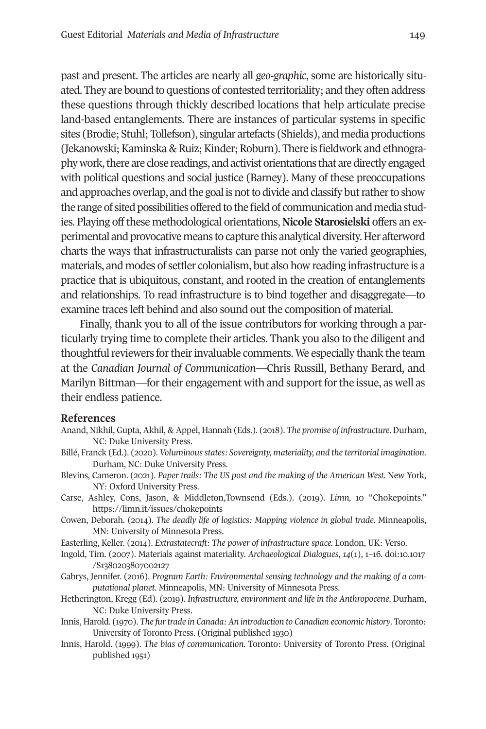past and present. The articles are nearly all *geo-graphic*, some are historically situated. They are bound to questions of contested territoriality; and they often address these questions through thickly described locations that help articulate precise land-based entanglements. There are instances of particular systems in specific sites (Brodie; Stuhl; Tollefson), singular artefacts (Shields), and media productions (Jekanowski; Kaminska & Ruiz; Kinder; Roburn). There is fieldwork and ethnography work, there are close readings, and activist orientations that are directly engaged with political questions and social justice (Barney). Many of these preoccupations and approaches overlap, and the goal is not to divide and classify but rather to show the range of sited possibilities offered to the field of communication and media studies. Playing off these methodological orientations, **Nicole Starosielski** offers an experimental and provocative means to capture this analytical diversity. Her afterword charts the ways that infrastructuralists can parse not only the varied geographies, materials, and modes of settler colonialism, but also how reading infrastructure is a practice that is ubiquitous, constant, and rooted in the creation of entanglements and relationships. To read infrastructure is to bind together and disaggregate—to examine traces left behind and also sound out the composition of material.

Finally, thank you to all of the issue contributors for working through a particularly trying time to complete their articles. Thank you also to the diligent and thoughtful reviewers for their invaluable comments. We especially thank the team at the *Canadian Journal of Communication*—Chris Russill, Bethany Berard, and Marilyn Bittman—for their engagement with and support for the issue, as well as their endless patience.

## References

Anand, Nikhil, Gupta, Akhil, & Appel, Hannah (Eds.). (2018). *The promise of infrastructure*. Durham, NC: Duke University Press.

Billé, Franck (Ed.). (2020). *Voluminous states: Sovereignty, materiality, and the territorial imagination.* Durham, NC: Duke University Press.

Blevins, Cameron. (2021). *Paper trails: The US post and the making of the American West.* New York, NY: Oxford University Press.

Carse, Ashley, Cons, Jason, & Middleton,Townsend (Eds.). (2019). *Limn,* 10 "Chokepoints." https://limn.it/issues/chokepoints

Cowen, Deborah. (2014). *The deadly life of logistics: Mapping violence in global trade.* Minneapolis, MN: University of Minnesota Press.

Easterling, Keller. (2014). *Extrastatecraft: The power of infrastructure space.* London, UK: Verso.

Ingold, Tim. (2007). Materials against materiality. *Archaeological Dialogues*, *14*(1), 1–16. doi:10.1017/S1380203807002127

Gabrys, Jennifer. (2016). *Program Earth: Environmental sensing technology and the making of a computational planet.* Minneapolis, MN: University of Minnesota Press.

Hetherington, Kregg (Ed). (2019). *Infrastructure, environment and life in the Anthropocene*. Durham, NC: Duke University Press.

Innis, Harold. (1970). *The fur trade in Canada: An introduction to Canadian economic history*. Toronto: University of Toronto Press. (Original published 1930)

Innis, Harold. (1999). *The bias of communication.* Toronto: University of Toronto Press. (Original published 1951)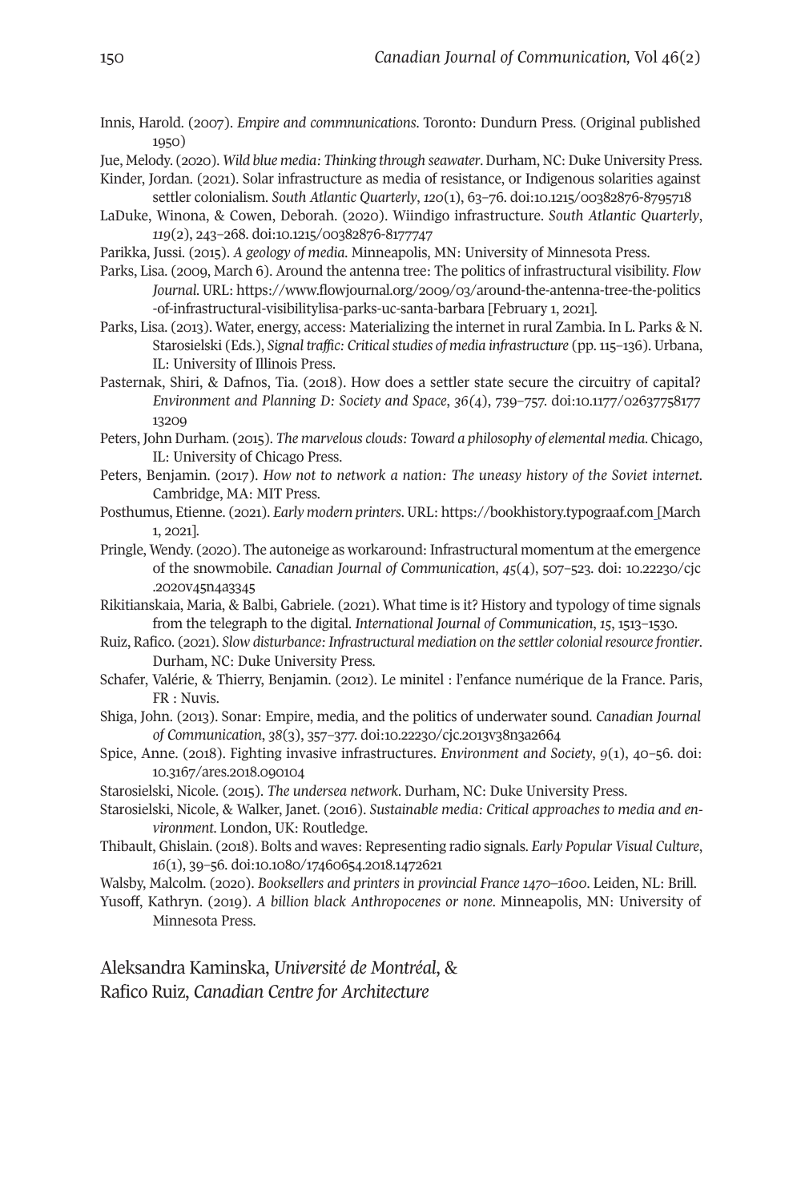Innis, Harold. (2007). *Empire and commnunications*. Toronto: Dundurn Press. (Original published 1950)

Jue, Melody. (2020). *Wild blue media: Thinking through seawater*. Durham, NC: Duke University Press.

Kinder, Jordan. (2021). Solar infrastructure as media of resistance, or Indigenous solarities against settler colonialism. *South Atlantic Quarterly*, *120*(1), 63–76. doi:10.1215/00382876-8795718

LaDuke, Winona, & Cowen, Deborah. (2020). Wiindigo infrastructure. *South Atlantic Quarterly*, *119*(2), 243–268. doi:10.1215/00382876-8177747

Parikka, Jussi. (2015). *A geology of media*. Minneapolis, MN: University of Minnesota Press.

Parks, Lisa. (2009, March 6). Around the antenna tree: The politics of infrastructural visibility. *Flow Journal*. URL: https://www.flowjournal.org/2009/03/around-the-antenna-tree-the-politics-of-infrastructural-visibilitylisa-parks-uc-santa-barbara [February 1, 2021].

Parks, Lisa. (2013). Water, energy, access: Materializing the internet in rural Zambia. In L. Parks & N. Starosielski (Eds.), *Signal traffic: Critical studies of media infrastructure* (pp. 115–136). Urbana, IL: University of Illinois Press.

Pasternak, Shiri, & Dafnos, Tia. (2018). How does a settler state secure the circuitry of capital? *Environment and Planning D: Society and Space*, *36(*4), 739–757. doi:10.1177/02637758177 13209

Peters, John Durham. (2015). *The marvelous clouds: Toward a philosophy of elemental media*. Chicago, IL: University of Chicago Press.

Peters, Benjamin. (2017). *How not to network a nation: The uneasy history of the Soviet internet*. Cambridge, MA: MIT Press.

Posthumus, Etienne. (2021). *Early modern printers*. URL: https://bookhistory.typograaf.com [March 1, 2021].

Pringle, Wendy. (2020). The autoneige as workaround: Infrastructural momentum at the emergence of the snowmobile. *Canadian Journal of Communication*, *45*(4), 507–523. doi: 10.22230/cjc .2020v45n4a3345

Rikitianskaia, Maria, & Balbi, Gabriele. (2021). What time is it? History and typology of time signals from the telegraph to the digital. *International Journal of Communication*, *15*, 1513–1530.

Ruiz, Rafico. (2021). *Slow disturbance: Infrastructural mediation on the settler colonial resource frontier*. Durham, NC: Duke University Press.

Schafer, Valérie, & Thierry, Benjamin. (2012). Le minitel : l'enfance numérique de la France. Paris, FR : Nuvis.

Shiga, John. (2013). Sonar: Empire, media, and the politics of underwater sound. *Canadian Journal of Communication*, *38*(3), 357–377. doi:10.22230/cjc.2013v38n3a2664

Spice, Anne. (2018). Fighting invasive infrastructures. *Environment and Society*, *9*(1), 40–56. doi: 10.3167/ares.2018.090104

Starosielski, Nicole. (2015). *The undersea network*. Durham, NC: Duke University Press.

Starosielski, Nicole, & Walker, Janet. (2016). *Sustainable media: Critical approaches to media and environment*. London, UK: Routledge.

Thibault, Ghislain. (2018). Bolts and waves: Representing radio signals. *Early Popular Visual Culture*, *16*(1), 39–56. doi:10.1080/17460654.2018.1472621

Walsby, Malcolm. (2020). *Booksellers and printers in provincial France 1470–1600*. Leiden, NL: Brill.

Yusoff, Kathryn. (2019). *A billion black Anthropocenes or none*. Minneapolis, MN: University of Minnesota Press.

Aleksandra Kaminska, *Université de Montréal*, &
Rafico Ruiz, *Canadian Centre for Architecture*